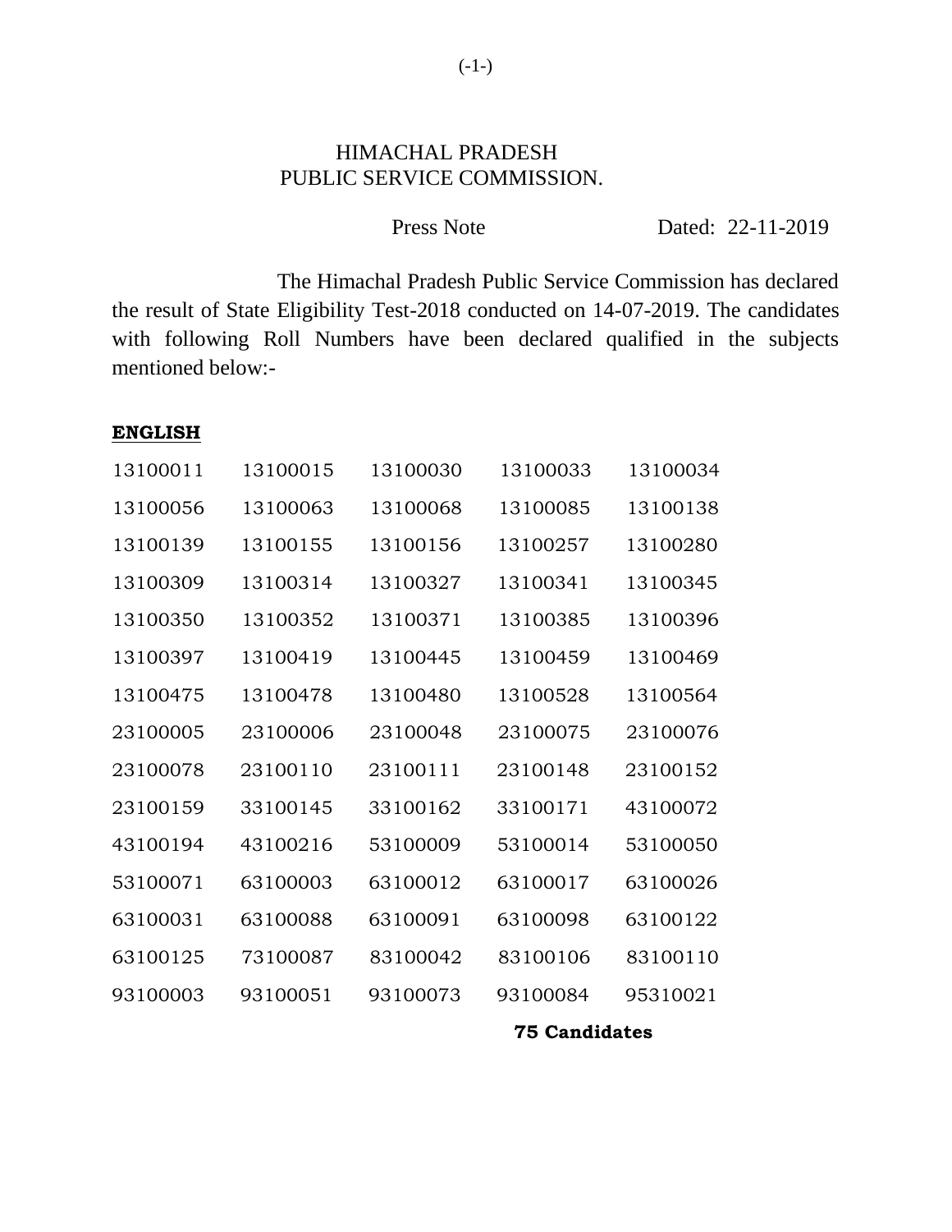HIMACHAL PRADESH
PUBLIC SERVICE COMMISSION.

Press Note    Dated: 22-11-2019

The Himachal Pradesh Public Service Commission has declared the result of State Eligibility Test-2018 conducted on 14-07-2019. The candidates with following Roll Numbers have been declared qualified in the subjects mentioned below:-

**ENGLISH**

| | | | | |
|---|---|---|---|---|
| 13100011 | 13100015 | 13100030 | 13100033 | 13100034 |
| 13100056 | 13100063 | 13100068 | 13100085 | 13100138 |
| 13100139 | 13100155 | 13100156 | 13100257 | 13100280 |
| 13100309 | 13100314 | 13100327 | 13100341 | 13100345 |
| 13100350 | 13100352 | 13100371 | 13100385 | 13100396 |
| 13100397 | 13100419 | 13100445 | 13100459 | 13100469 |
| 13100475 | 13100478 | 13100480 | 13100528 | 13100564 |
| 23100005 | 23100006 | 23100048 | 23100075 | 23100076 |
| 23100078 | 23100110 | 23100111 | 23100148 | 23100152 |
| 23100159 | 33100145 | 33100162 | 33100171 | 43100072 |
| 43100194 | 43100216 | 53100009 | 53100014 | 53100050 |
| 53100071 | 63100003 | 63100012 | 63100017 | 63100026 |
| 63100031 | 63100088 | 63100091 | 63100098 | 63100122 |
| 63100125 | 73100087 | 83100042 | 83100106 | 83100110 |
| 93100003 | 93100051 | 93100073 | 93100084 | 95310021 |

**75 Candidates**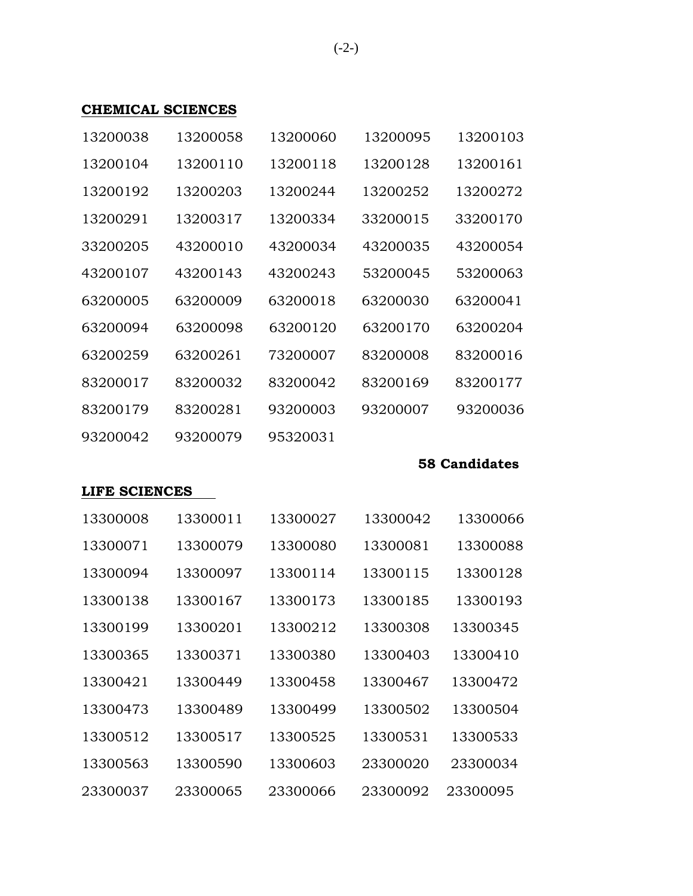**CHEMICAL SCIENCES**

| | | | | |
|---|---|---|---|---|
| 13200038 | 13200058 | 13200060 | 13200095 | 13200103 |
| 13200104 | 13200110 | 13200118 | 13200128 | 13200161 |
| 13200192 | 13200203 | 13200244 | 13200252 | 13200272 |
| 13200291 | 13200317 | 13200334 | 33200015 | 33200170 |
| 33200205 | 43200010 | 43200034 | 43200035 | 43200054 |
| 43200107 | 43200143 | 43200243 | 53200045 | 53200063 |
| 63200005 | 63200009 | 63200018 | 63200030 | 63200041 |
| 63200094 | 63200098 | 63200120 | 63200170 | 63200204 |
| 63200259 | 63200261 | 73200007 | 83200008 | 83200016 |
| 83200017 | 83200032 | 83200042 | 83200169 | 83200177 |
| 83200179 | 83200281 | 93200003 | 93200007 | 93200036 |
| 93200042 | 93200079 | 95320031 | | |

**58 Candidates**

**LIFE SCIENCES**

| | | | | |
|---|---|---|---|---|
| 13300008 | 13300011 | 13300027 | 13300042 | 13300066 |
| 13300071 | 13300079 | 13300080 | 13300081 | 13300088 |
| 13300094 | 13300097 | 13300114 | 13300115 | 13300128 |
| 13300138 | 13300167 | 13300173 | 13300185 | 13300193 |
| 13300199 | 13300201 | 13300212 | 13300308 | 13300345 |
| 13300365 | 13300371 | 13300380 | 13300403 | 13300410 |
| 13300421 | 13300449 | 13300458 | 13300467 | 13300472 |
| 13300473 | 13300489 | 13300499 | 13300502 | 13300504 |
| 13300512 | 13300517 | 13300525 | 13300531 | 13300533 |
| 13300563 | 13300590 | 13300603 | 23300020 | 23300034 |
| 23300037 | 23300065 | 23300066 | 23300092 | 23300095 |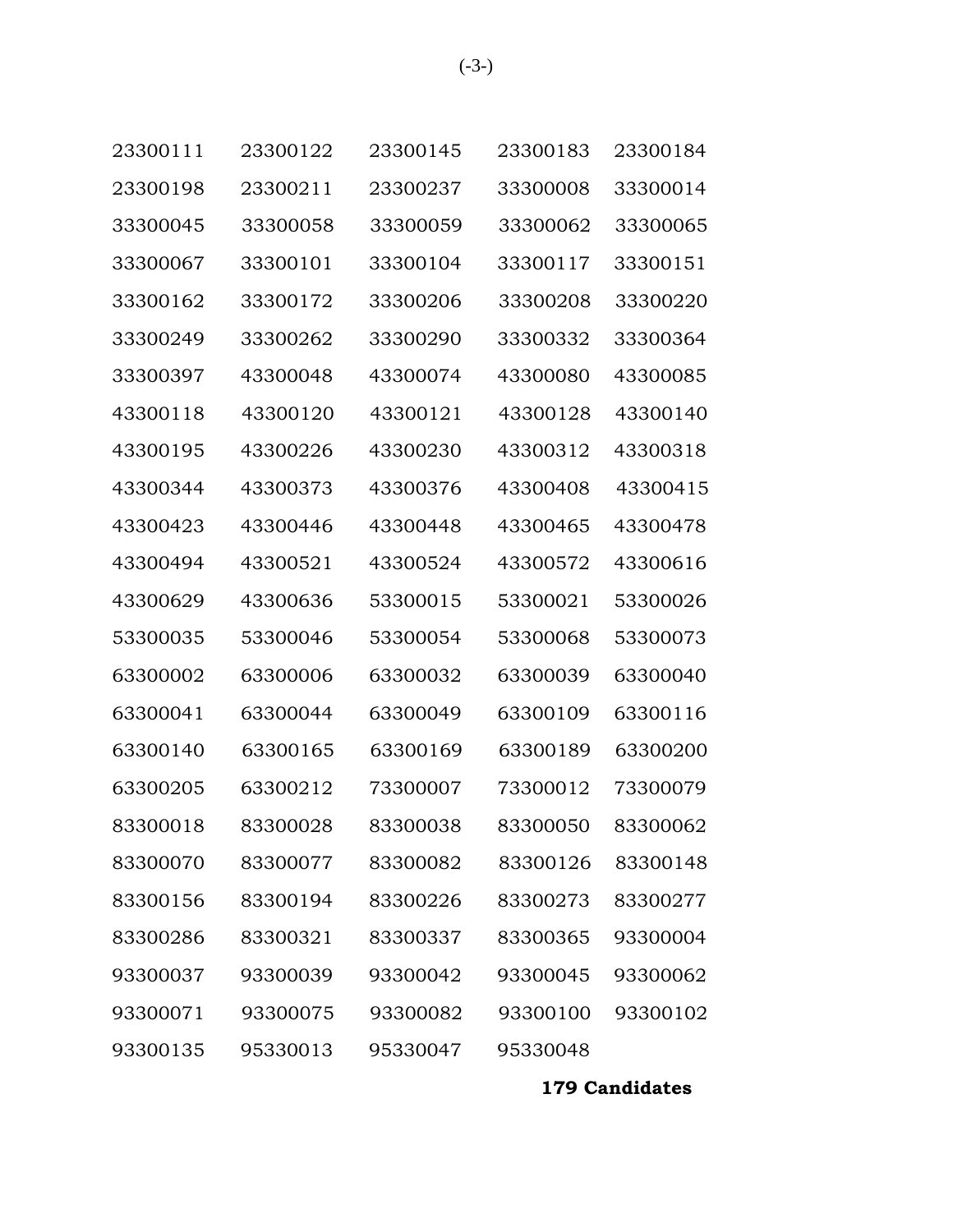| | | | | |
|---|---|---|---|---|
| 23300111 | 23300122 | 23300145 | 23300183 | 23300184 |
| 23300198 | 23300211 | 23300237 | 33300008 | 33300014 |
| 33300045 | 33300058 | 33300059 | 33300062 | 33300065 |
| 33300067 | 33300101 | 33300104 | 33300117 | 33300151 |
| 33300162 | 33300172 | 33300206 | 33300208 | 33300220 |
| 33300249 | 33300262 | 33300290 | 33300332 | 33300364 |
| 33300397 | 43300048 | 43300074 | 43300080 | 43300085 |
| 43300118 | 43300120 | 43300121 | 43300128 | 43300140 |
| 43300195 | 43300226 | 43300230 | 43300312 | 43300318 |
| 43300344 | 43300373 | 43300376 | 43300408 | 43300415 |
| 43300423 | 43300446 | 43300448 | 43300465 | 43300478 |
| 43300494 | 43300521 | 43300524 | 43300572 | 43300616 |
| 43300629 | 43300636 | 53300015 | 53300021 | 53300026 |
| 53300035 | 53300046 | 53300054 | 53300068 | 53300073 |
| 63300002 | 63300006 | 63300032 | 63300039 | 63300040 |
| 63300041 | 63300044 | 63300049 | 63300109 | 63300116 |
| 63300140 | 63300165 | 63300169 | 63300189 | 63300200 |
| 63300205 | 63300212 | 73300007 | 73300012 | 73300079 |
| 83300018 | 83300028 | 83300038 | 83300050 | 83300062 |
| 83300070 | 83300077 | 83300082 | 83300126 | 83300148 |
| 83300156 | 83300194 | 83300226 | 83300273 | 83300277 |
| 83300286 | 83300321 | 83300337 | 83300365 | 93300004 |
| 93300037 | 93300039 | 93300042 | 93300045 | 93300062 |
| 93300071 | 93300075 | 93300082 | 93300100 | 93300102 |
| 93300135 | 95330013 | 95330047 | 95330048 | |

**179 Candidates**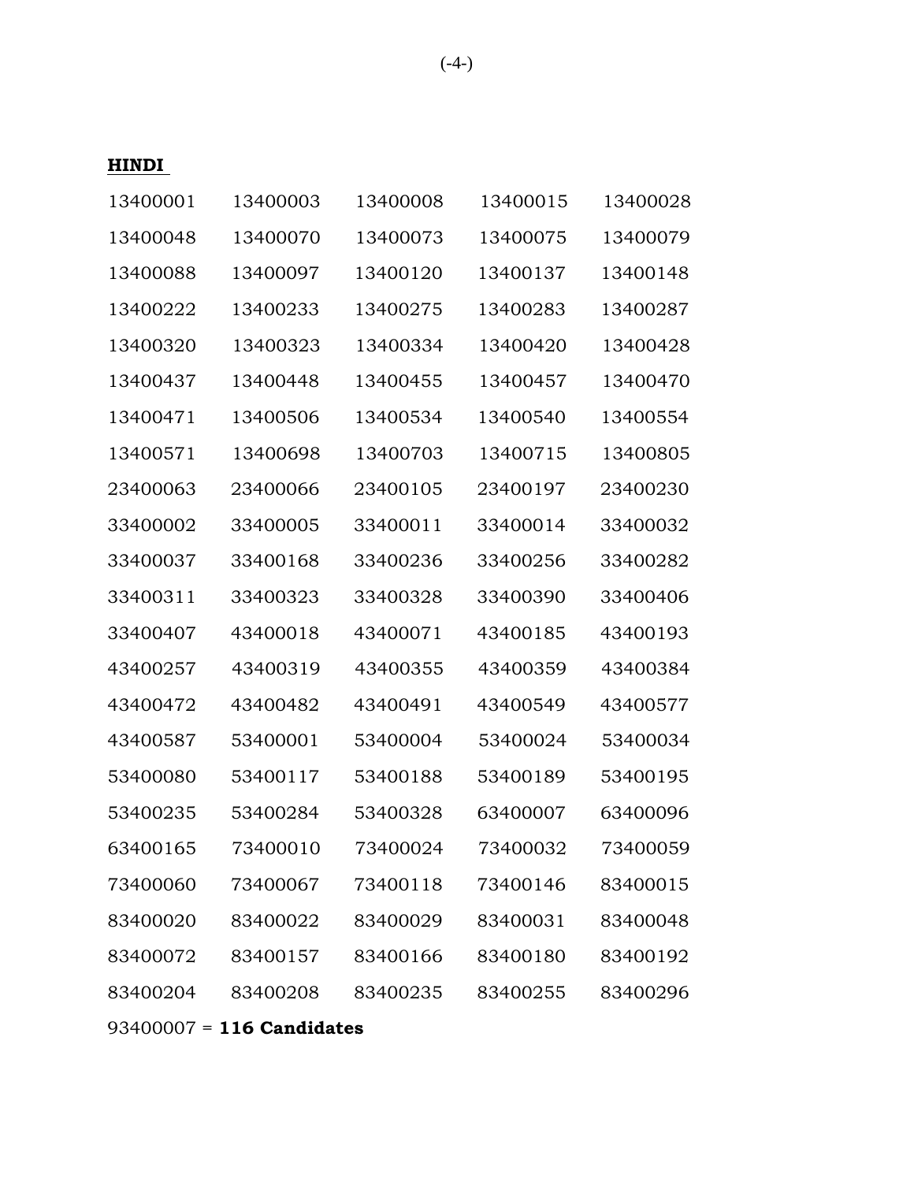**HINDI**

| | | | | |
|---|---|---|---|---|
| 13400001 | 13400003 | 13400008 | 13400015 | 13400028 |
| 13400048 | 13400070 | 13400073 | 13400075 | 13400079 |
| 13400088 | 13400097 | 13400120 | 13400137 | 13400148 |
| 13400222 | 13400233 | 13400275 | 13400283 | 13400287 |
| 13400320 | 13400323 | 13400334 | 13400420 | 13400428 |
| 13400437 | 13400448 | 13400455 | 13400457 | 13400470 |
| 13400471 | 13400506 | 13400534 | 13400540 | 13400554 |
| 13400571 | 13400698 | 13400703 | 13400715 | 13400805 |
| 23400063 | 23400066 | 23400105 | 23400197 | 23400230 |
| 33400002 | 33400005 | 33400011 | 33400014 | 33400032 |
| 33400037 | 33400168 | 33400236 | 33400256 | 33400282 |
| 33400311 | 33400323 | 33400328 | 33400390 | 33400406 |
| 33400407 | 43400018 | 43400071 | 43400185 | 43400193 |
| 43400257 | 43400319 | 43400355 | 43400359 | 43400384 |
| 43400472 | 43400482 | 43400491 | 43400549 | 43400577 |
| 43400587 | 53400001 | 53400004 | 53400024 | 53400034 |
| 53400080 | 53400117 | 53400188 | 53400189 | 53400195 |
| 53400235 | 53400284 | 53400328 | 63400007 | 63400096 |
| 63400165 | 73400010 | 73400024 | 73400032 | 73400059 |
| 73400060 | 73400067 | 73400118 | 73400146 | 83400015 |
| 83400020 | 83400022 | 83400029 | 83400031 | 83400048 |
| 83400072 | 83400157 | 83400166 | 83400180 | 83400192 |
| 83400204 | 83400208 | 83400235 | 83400255 | 83400296 |

93400007 = **116 Candidates**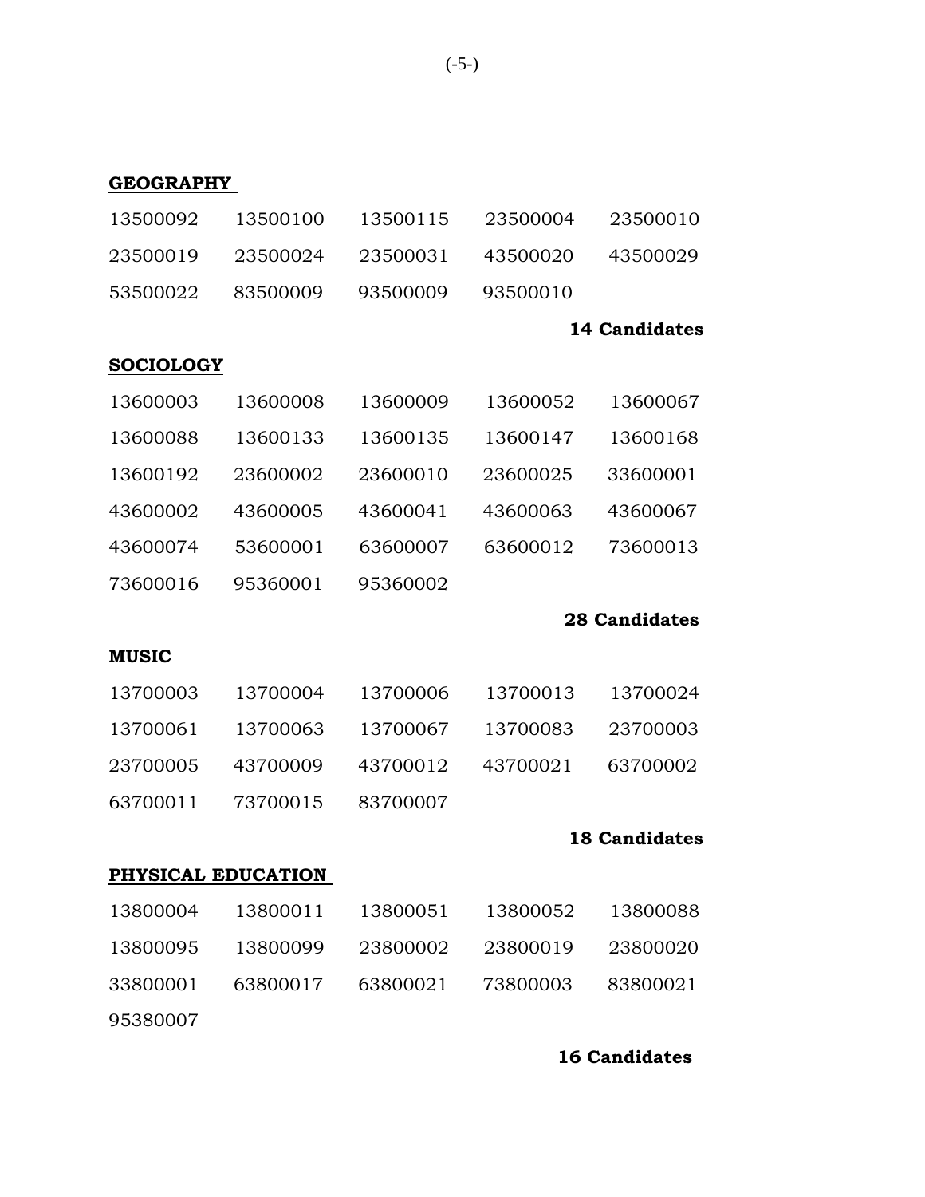**GEOGRAPHY**

| | | | | |
|---|---|---|---|---|
| 13500092 | 13500100 | 13500115 | 23500004 | 23500010 |
| 23500019 | 23500024 | 23500031 | 43500020 | 43500029 |
| 53500022 | 83500009 | 93500009 | 93500010 | |

**14 Candidates**

**SOCIOLOGY**

| | | | | |
|---|---|---|---|---|
| 13600003 | 13600008 | 13600009 | 13600052 | 13600067 |
| 13600088 | 13600133 | 13600135 | 13600147 | 13600168 |
| 13600192 | 23600002 | 23600010 | 23600025 | 33600001 |
| 43600002 | 43600005 | 43600041 | 43600063 | 43600067 |
| 43600074 | 53600001 | 63600007 | 63600012 | 73600013 |
| 73600016 | 95360001 | 95360002 | | |

**28 Candidates**

**MUSIC**

| | | | | |
|---|---|---|---|---|
| 13700003 | 13700004 | 13700006 | 13700013 | 13700024 |
| 13700061 | 13700063 | 13700067 | 13700083 | 23700003 |
| 23700005 | 43700009 | 43700012 | 43700021 | 63700002 |
| 63700011 | 73700015 | 83700007 | | |

**18 Candidates**

**PHYSICAL EDUCATION**

| | | | | |
|---|---|---|---|---|
| 13800004 | 13800011 | 13800051 | 13800052 | 13800088 |
| 13800095 | 13800099 | 23800002 | 23800019 | 23800020 |
| 33800001 | 63800017 | 63800021 | 73800003 | 83800021 |
| 95380007 | | | | |

**16 Candidates**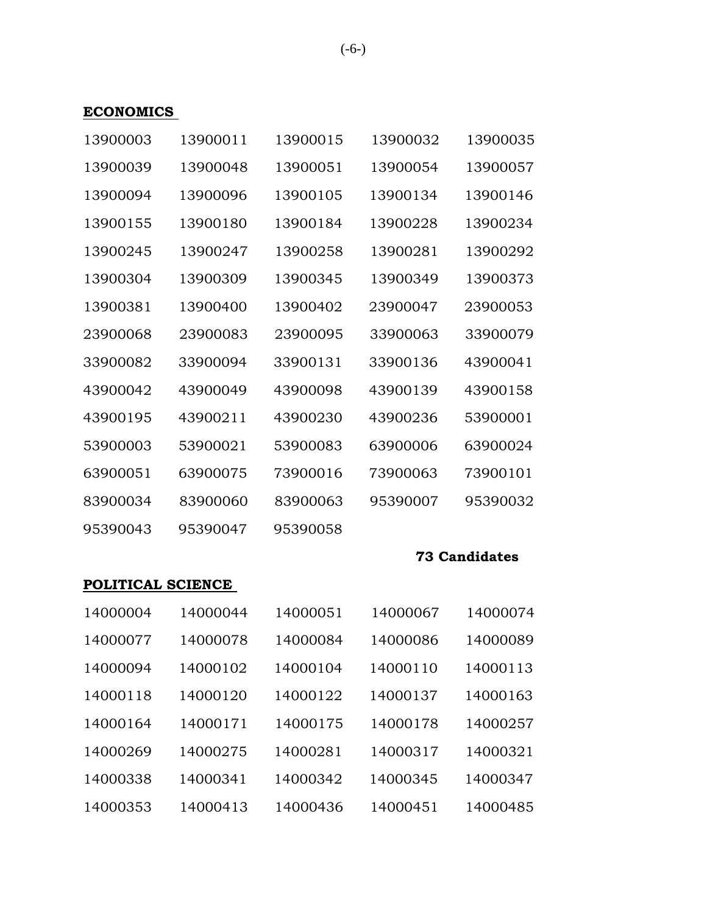**ECONOMICS**

| | | | | |
|---|---|---|---|---|
| 13900003 | 13900011 | 13900015 | 13900032 | 13900035 |
| 13900039 | 13900048 | 13900051 | 13900054 | 13900057 |
| 13900094 | 13900096 | 13900105 | 13900134 | 13900146 |
| 13900155 | 13900180 | 13900184 | 13900228 | 13900234 |
| 13900245 | 13900247 | 13900258 | 13900281 | 13900292 |
| 13900304 | 13900309 | 13900345 | 13900349 | 13900373 |
| 13900381 | 13900400 | 13900402 | 23900047 | 23900053 |
| 23900068 | 23900083 | 23900095 | 33900063 | 33900079 |
| 33900082 | 33900094 | 33900131 | 33900136 | 43900041 |
| 43900042 | 43900049 | 43900098 | 43900139 | 43900158 |
| 43900195 | 43900211 | 43900230 | 43900236 | 53900001 |
| 53900003 | 53900021 | 53900083 | 63900006 | 63900024 |
| 63900051 | 63900075 | 73900016 | 73900063 | 73900101 |
| 83900034 | 83900060 | 83900063 | 95390007 | 95390032 |
| 95390043 | 95390047 | 95390058 | | |

**73 Candidates**

**POLITICAL SCIENCE**

| | | | | |
|---|---|---|---|---|
| 14000004 | 14000044 | 14000051 | 14000067 | 14000074 |
| 14000077 | 14000078 | 14000084 | 14000086 | 14000089 |
| 14000094 | 14000102 | 14000104 | 14000110 | 14000113 |
| 14000118 | 14000120 | 14000122 | 14000137 | 14000163 |
| 14000164 | 14000171 | 14000175 | 14000178 | 14000257 |
| 14000269 | 14000275 | 14000281 | 14000317 | 14000321 |
| 14000338 | 14000341 | 14000342 | 14000345 | 14000347 |
| 14000353 | 14000413 | 14000436 | 14000451 | 14000485 |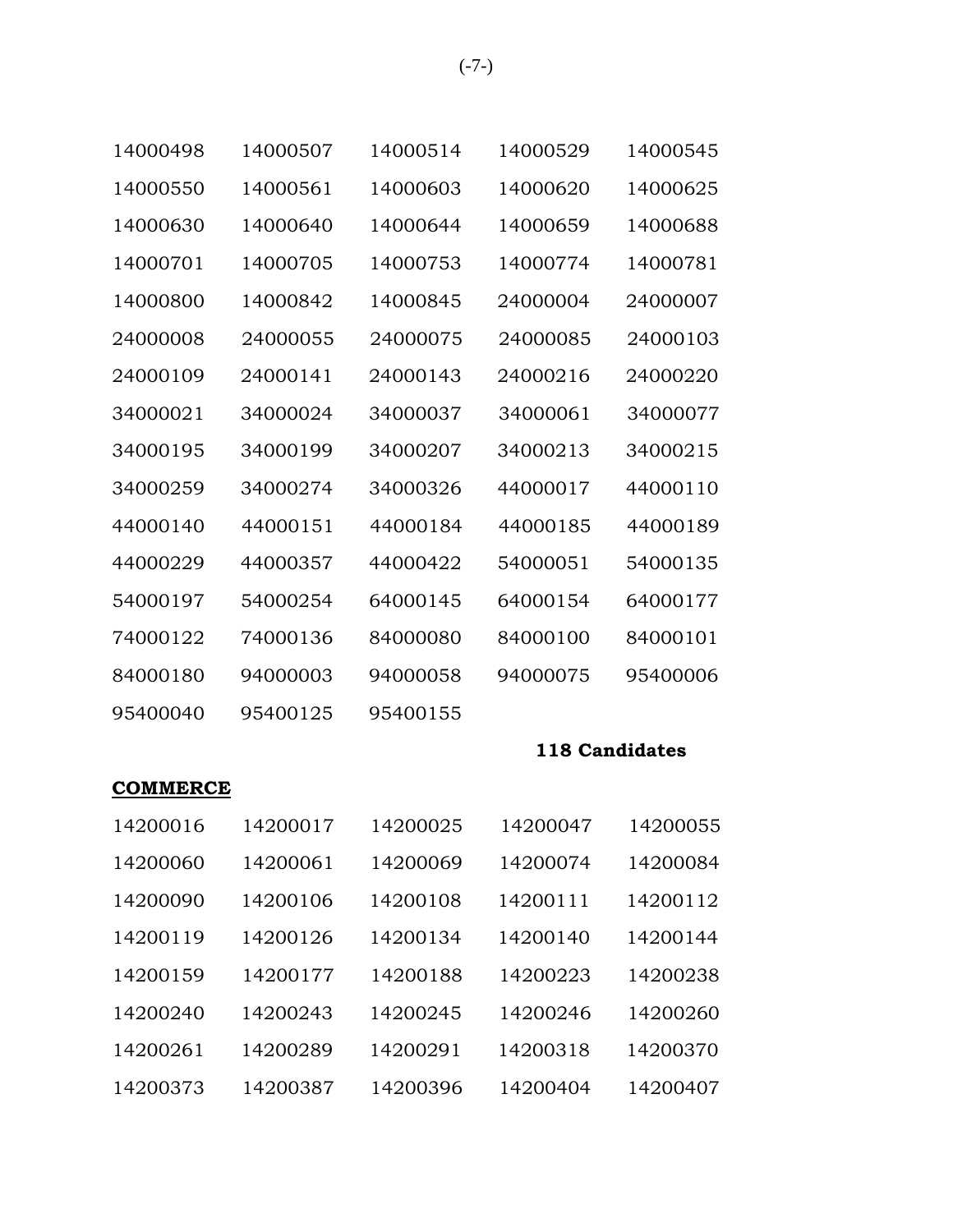| | | | | |
|---|---|---|---|---|
| 14000498 | 14000507 | 14000514 | 14000529 | 14000545 |
| 14000550 | 14000561 | 14000603 | 14000620 | 14000625 |
| 14000630 | 14000640 | 14000644 | 14000659 | 14000688 |
| 14000701 | 14000705 | 14000753 | 14000774 | 14000781 |
| 14000800 | 14000842 | 14000845 | 24000004 | 24000007 |
| 24000008 | 24000055 | 24000075 | 24000085 | 24000103 |
| 24000109 | 24000141 | 24000143 | 24000216 | 24000220 |
| 34000021 | 34000024 | 34000037 | 34000061 | 34000077 |
| 34000195 | 34000199 | 34000207 | 34000213 | 34000215 |
| 34000259 | 34000274 | 34000326 | 44000017 | 44000110 |
| 44000140 | 44000151 | 44000184 | 44000185 | 44000189 |
| 44000229 | 44000357 | 44000422 | 54000051 | 54000135 |
| 54000197 | 54000254 | 64000145 | 64000154 | 64000177 |
| 74000122 | 74000136 | 84000080 | 84000100 | 84000101 |
| 84000180 | 94000003 | 94000058 | 94000075 | 95400006 |
| 95400040 | 95400125 | 95400155 | | |

**118 Candidates**

**COMMERCE**

| | | | | |
|---|---|---|---|---|
| 14200016 | 14200017 | 14200025 | 14200047 | 14200055 |
| 14200060 | 14200061 | 14200069 | 14200074 | 14200084 |
| 14200090 | 14200106 | 14200108 | 14200111 | 14200112 |
| 14200119 | 14200126 | 14200134 | 14200140 | 14200144 |
| 14200159 | 14200177 | 14200188 | 14200223 | 14200238 |
| 14200240 | 14200243 | 14200245 | 14200246 | 14200260 |
| 14200261 | 14200289 | 14200291 | 14200318 | 14200370 |
| 14200373 | 14200387 | 14200396 | 14200404 | 14200407 |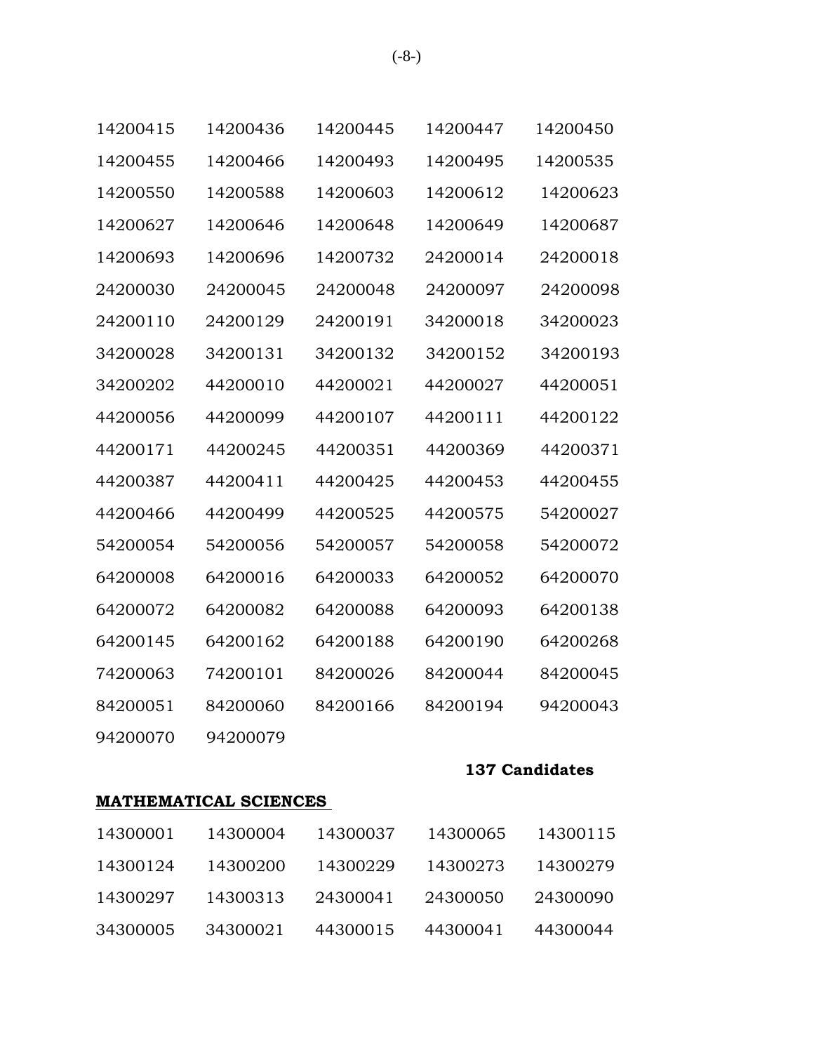| | | | | |
|---|---|---|---|---|
| 14200415 | 14200436 | 14200445 | 14200447 | 14200450 |
| 14200455 | 14200466 | 14200493 | 14200495 | 14200535 |
| 14200550 | 14200588 | 14200603 | 14200612 | 14200623 |
| 14200627 | 14200646 | 14200648 | 14200649 | 14200687 |
| 14200693 | 14200696 | 14200732 | 24200014 | 24200018 |
| 24200030 | 24200045 | 24200048 | 24200097 | 24200098 |
| 24200110 | 24200129 | 24200191 | 34200018 | 34200023 |
| 34200028 | 34200131 | 34200132 | 34200152 | 34200193 |
| 34200202 | 44200010 | 44200021 | 44200027 | 44200051 |
| 44200056 | 44200099 | 44200107 | 44200111 | 44200122 |
| 44200171 | 44200245 | 44200351 | 44200369 | 44200371 |
| 44200387 | 44200411 | 44200425 | 44200453 | 44200455 |
| 44200466 | 44200499 | 44200525 | 44200575 | 54200027 |
| 54200054 | 54200056 | 54200057 | 54200058 | 54200072 |
| 64200008 | 64200016 | 64200033 | 64200052 | 64200070 |
| 64200072 | 64200082 | 64200088 | 64200093 | 64200138 |
| 64200145 | 64200162 | 64200188 | 64200190 | 64200268 |
| 74200063 | 74200101 | 84200026 | 84200044 | 84200045 |
| 84200051 | 84200060 | 84200166 | 84200194 | 94200043 |
| 94200070 | 94200079 | | | |

**137 Candidates**

**MATHEMATICAL SCIENCES**

| | | | | |
|---|---|---|---|---|
| 14300001 | 14300004 | 14300037 | 14300065 | 14300115 |
| 14300124 | 14300200 | 14300229 | 14300273 | 14300279 |
| 14300297 | 14300313 | 24300041 | 24300050 | 24300090 |
| 34300005 | 34300021 | 44300015 | 44300041 | 44300044 |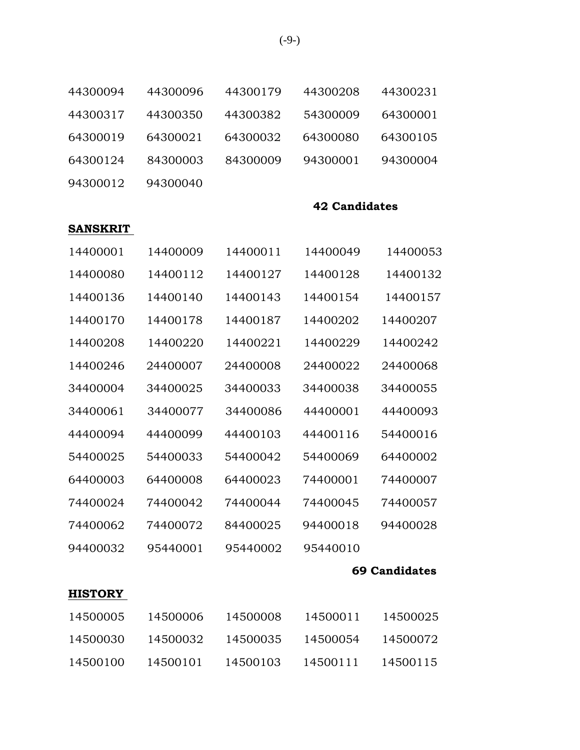| | | | | |
|---|---|---|---|---|
| 44300094 | 44300096 | 44300179 | 44300208 | 44300231 |
| 44300317 | 44300350 | 44300382 | 54300009 | 64300001 |
| 64300019 | 64300021 | 64300032 | 64300080 | 64300105 |
| 64300124 | 84300003 | 84300009 | 94300001 | 94300004 |
| 94300012 | 94300040 | | | |

**42 Candidates**

**SANSKRIT**

| | | | | |
|---|---|---|---|---|
| 14400001 | 14400009 | 14400011 | 14400049 | 14400053 |
| 14400080 | 14400112 | 14400127 | 14400128 | 14400132 |
| 14400136 | 14400140 | 14400143 | 14400154 | 14400157 |
| 14400170 | 14400178 | 14400187 | 14400202 | 14400207 |
| 14400208 | 14400220 | 14400221 | 14400229 | 14400242 |
| 14400246 | 24400007 | 24400008 | 24400022 | 24400068 |
| 34400004 | 34400025 | 34400033 | 34400038 | 34400055 |
| 34400061 | 34400077 | 34400086 | 44400001 | 44400093 |
| 44400094 | 44400099 | 44400103 | 44400116 | 54400016 |
| 54400025 | 54400033 | 54400042 | 54400069 | 64400002 |
| 64400003 | 64400008 | 64400023 | 74400001 | 74400007 |
| 74400024 | 74400042 | 74400044 | 74400045 | 74400057 |
| 74400062 | 74400072 | 84400025 | 94400018 | 94400028 |
| 94400032 | 95440001 | 95440002 | 95440010 | |

**69 Candidates**

**HISTORY**

| | | | | |
|---|---|---|---|---|
| 14500005 | 14500006 | 14500008 | 14500011 | 14500025 |
| 14500030 | 14500032 | 14500035 | 14500054 | 14500072 |
| 14500100 | 14500101 | 14500103 | 14500111 | 14500115 |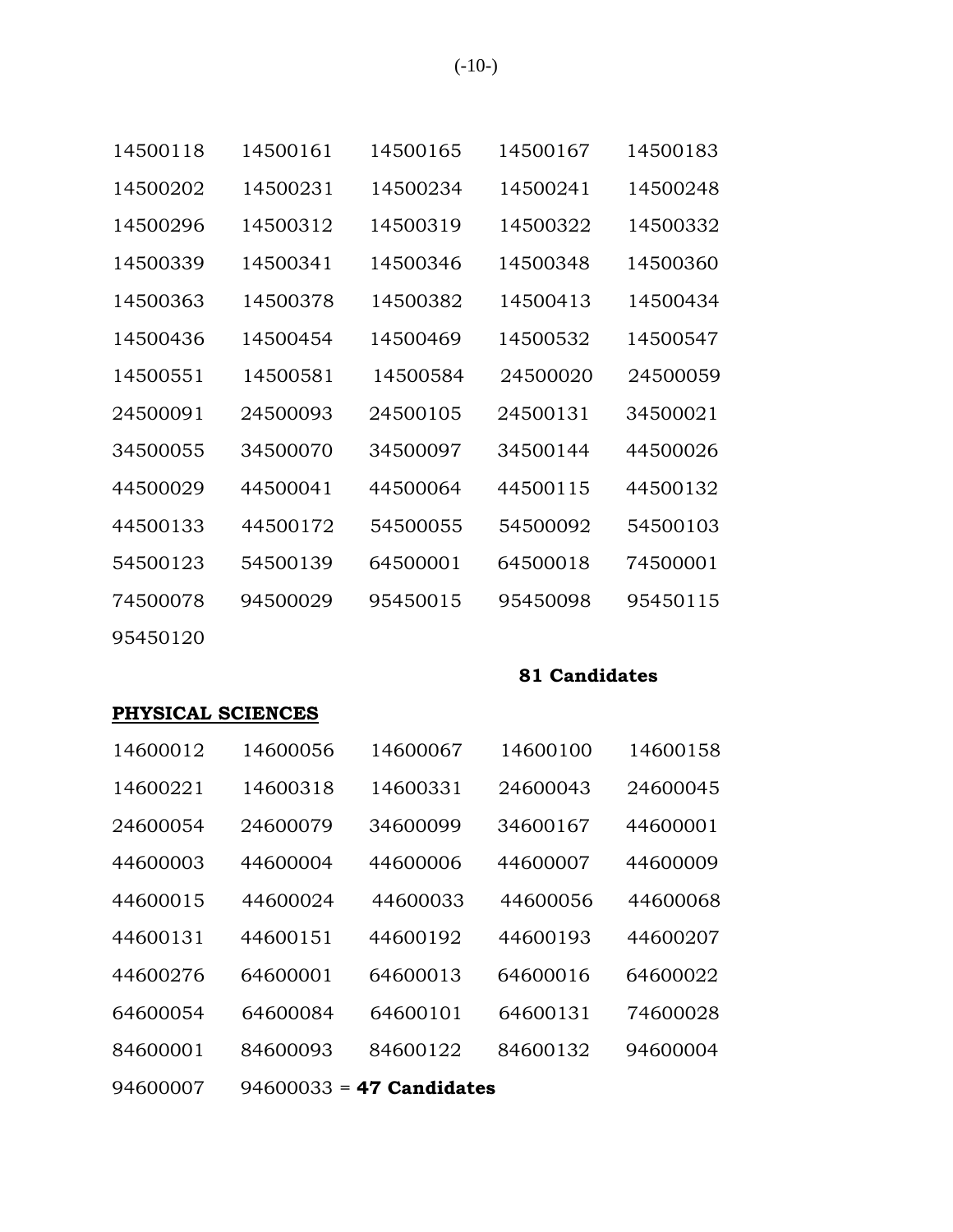| | | | | |
|---|---|---|---|---|
| 14500118 | 14500161 | 14500165 | 14500167 | 14500183 |
| 14500202 | 14500231 | 14500234 | 14500241 | 14500248 |
| 14500296 | 14500312 | 14500319 | 14500322 | 14500332 |
| 14500339 | 14500341 | 14500346 | 14500348 | 14500360 |
| 14500363 | 14500378 | 14500382 | 14500413 | 14500434 |
| 14500436 | 14500454 | 14500469 | 14500532 | 14500547 |
| 14500551 | 14500581 | 14500584 | 24500020 | 24500059 |
| 24500091 | 24500093 | 24500105 | 24500131 | 34500021 |
| 34500055 | 34500070 | 34500097 | 34500144 | 44500026 |
| 44500029 | 44500041 | 44500064 | 44500115 | 44500132 |
| 44500133 | 44500172 | 54500055 | 54500092 | 54500103 |
| 54500123 | 54500139 | 64500001 | 64500018 | 74500001 |
| 74500078 | 94500029 | 95450015 | 95450098 | 95450115 |
| 95450120 | | | | |

**81 Candidates**

**PHYSICAL SCIENCES**

| | | | | |
|---|---|---|---|---|
| 14600012 | 14600056 | 14600067 | 14600100 | 14600158 |
| 14600221 | 14600318 | 14600331 | 24600043 | 24600045 |
| 24600054 | 24600079 | 34600099 | 34600167 | 44600001 |
| 44600003 | 44600004 | 44600006 | 44600007 | 44600009 |
| 44600015 | 44600024 | 44600033 | 44600056 | 44600068 |
| 44600131 | 44600151 | 44600192 | 44600193 | 44600207 |
| 44600276 | 64600001 | 64600013 | 64600016 | 64600022 |
| 64600054 | 64600084 | 64600101 | 64600131 | 74600028 |
| 84600001 | 84600093 | 84600122 | 84600132 | 94600004 |
| 94600007 | 94600033 | | | |

= **47 Candidates**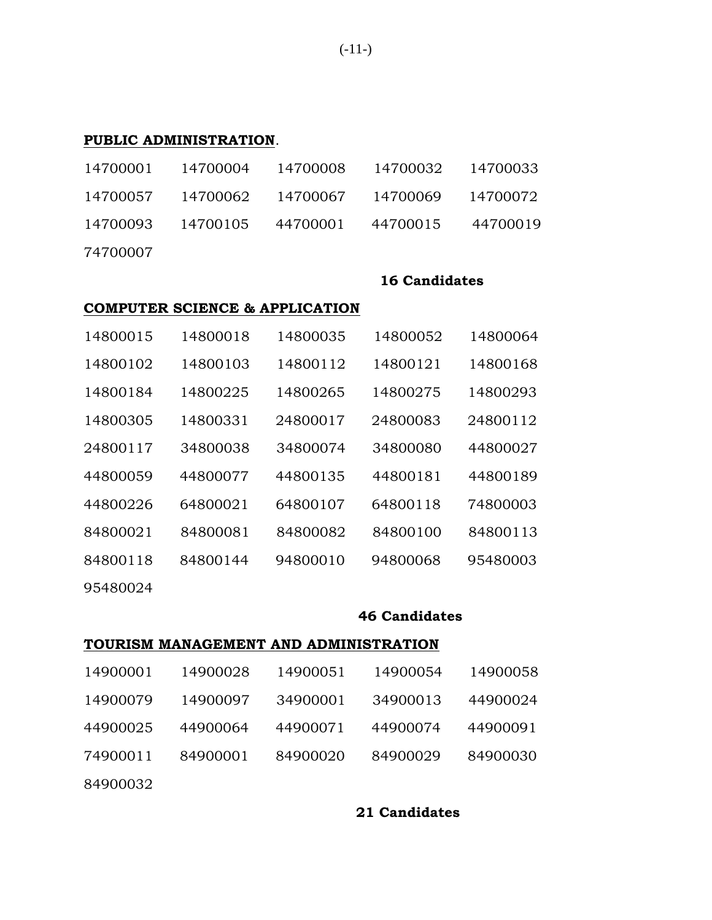**PUBLIC ADMINISTRATION**.

| | | | | |
|---|---|---|---|---|
| 14700001 | 14700004 | 14700008 | 14700032 | 14700033 |
| 14700057 | 14700062 | 14700067 | 14700069 | 14700072 |
| 14700093 | 14700105 | 44700001 | 44700015 | 44700019 |
| 74700007 | | | | |

**16 Candidates**

**COMPUTER SCIENCE & APPLICATION**

| | | | | |
|---|---|---|---|---|
| 14800015 | 14800018 | 14800035 | 14800052 | 14800064 |
| 14800102 | 14800103 | 14800112 | 14800121 | 14800168 |
| 14800184 | 14800225 | 14800265 | 14800275 | 14800293 |
| 14800305 | 14800331 | 24800017 | 24800083 | 24800112 |
| 24800117 | 34800038 | 34800074 | 34800080 | 44800027 |
| 44800059 | 44800077 | 44800135 | 44800181 | 44800189 |
| 44800226 | 64800021 | 64800107 | 64800118 | 74800003 |
| 84800021 | 84800081 | 84800082 | 84800100 | 84800113 |
| 84800118 | 84800144 | 94800010 | 94800068 | 95480003 |
| 95480024 | | | | |

**46 Candidates**

**TOURISM MANAGEMENT AND ADMINISTRATION**

| | | | | |
|---|---|---|---|---|
| 14900001 | 14900028 | 14900051 | 14900054 | 14900058 |
| 14900079 | 14900097 | 34900001 | 34900013 | 44900024 |
| 44900025 | 44900064 | 44900071 | 44900074 | 44900091 |
| 74900011 | 84900001 | 84900020 | 84900029 | 84900030 |
| 84900032 | | | | |

**21 Candidates**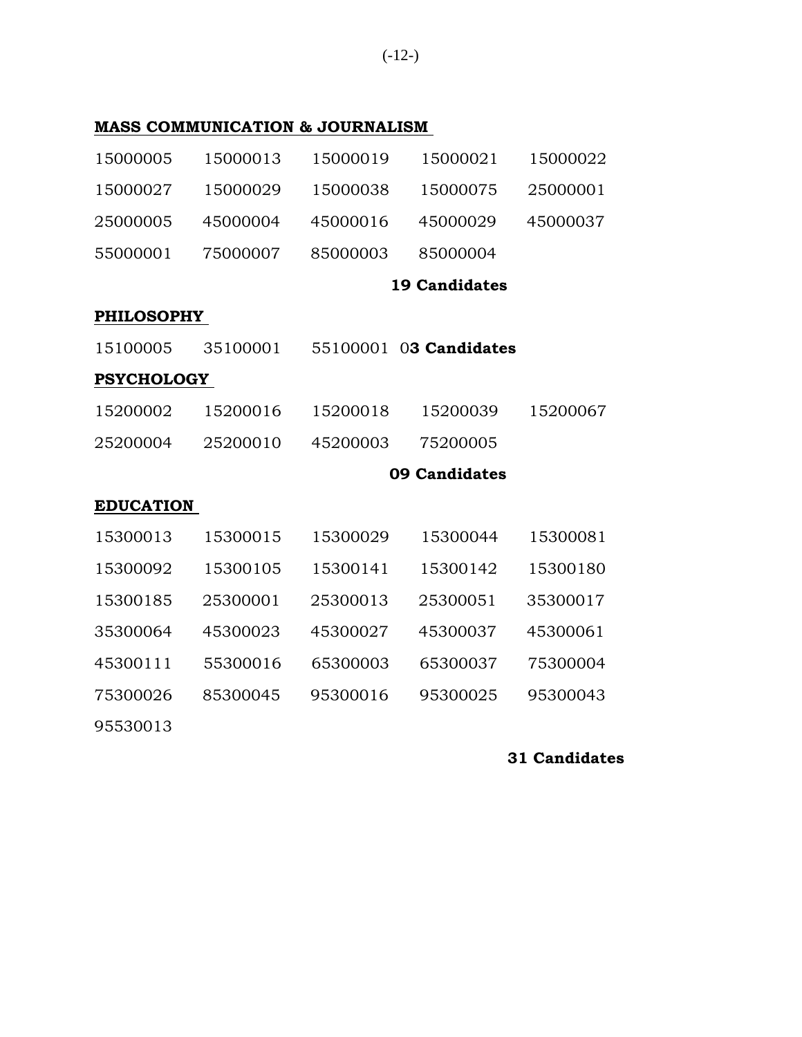**MASS COMMUNICATION & JOURNALISM**

| | | | | |
|---|---|---|---|---|
| 15000005 | 15000013 | 15000019 | 15000021 | 15000022 |
| 15000027 | 15000029 | 15000038 | 15000075 | 25000001 |
| 25000005 | 45000004 | 45000016 | 45000029 | 45000037 |
| 55000001 | 75000007 | 85000003 | 85000004 | |

**19 Candidates**

**PHILOSOPHY**

15100005 35100001 55100001 0**3 Candidates**

**PSYCHOLOGY**

| | | | | |
|---|---|---|---|---|
| 15200002 | 15200016 | 15200018 | 15200039 | 15200067 |
| 25200004 | 25200010 | 45200003 | 75200005 | |

**09 Candidates**

**EDUCATION**

| | | | | |
|---|---|---|---|---|
| 15300013 | 15300015 | 15300029 | 15300044 | 15300081 |
| 15300092 | 15300105 | 15300141 | 15300142 | 15300180 |
| 15300185 | 25300001 | 25300013 | 25300051 | 35300017 |
| 35300064 | 45300023 | 45300027 | 45300037 | 45300061 |
| 45300111 | 55300016 | 65300003 | 65300037 | 75300004 |
| 75300026 | 85300045 | 95300016 | 95300025 | 95300043 |
| 95530013 | | | | |

**31 Candidates**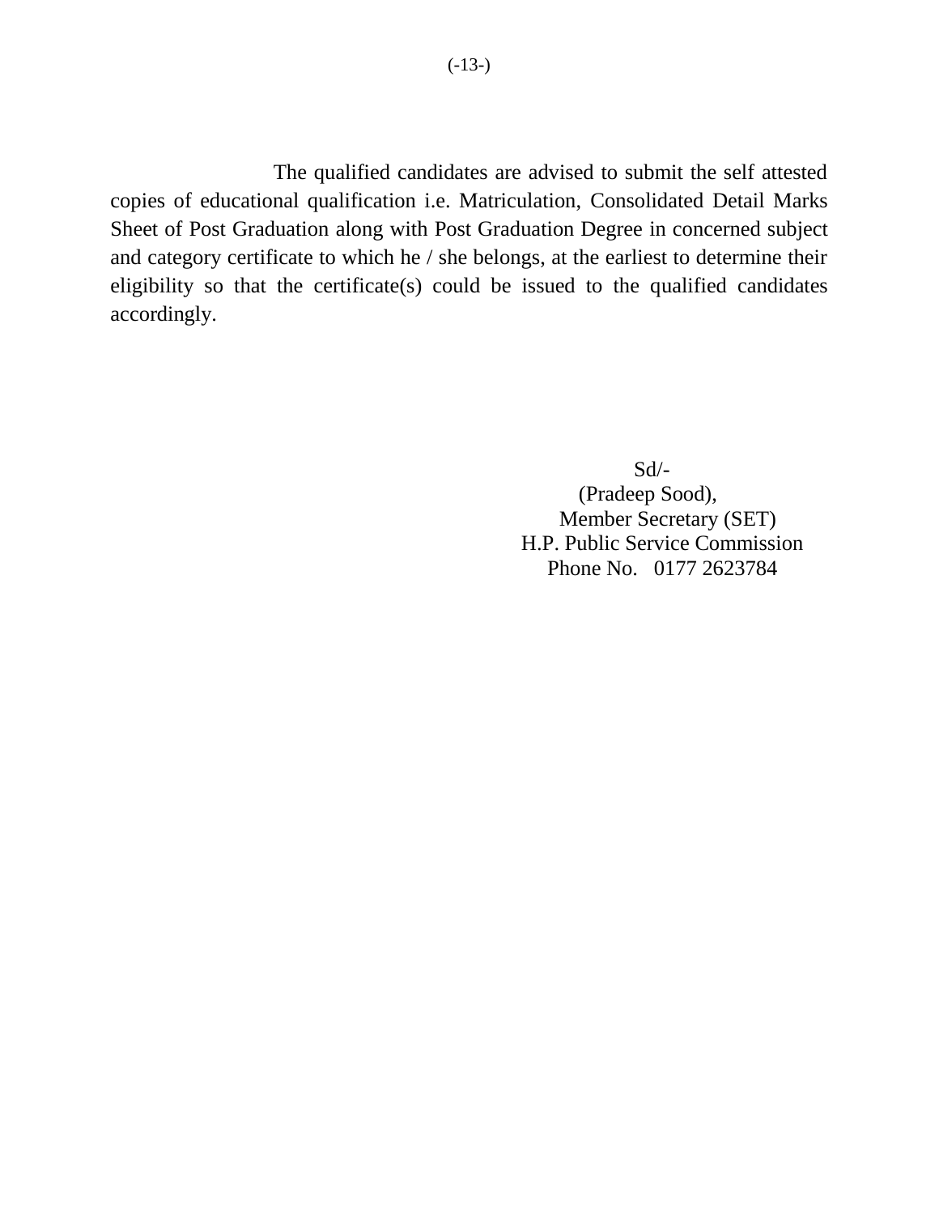The qualified candidates are advised to submit the self attested copies of educational qualification i.e. Matriculation, Consolidated Detail Marks Sheet of Post Graduation along with Post Graduation Degree in concerned subject and category certificate to which he / she belongs, at the earliest to determine their eligibility so that the certificate(s) could be issued to the qualified candidates accordingly.

Sd/-
(Pradeep Sood),
Member Secretary (SET)
H.P. Public Service Commission
Phone No. 0177 2623784